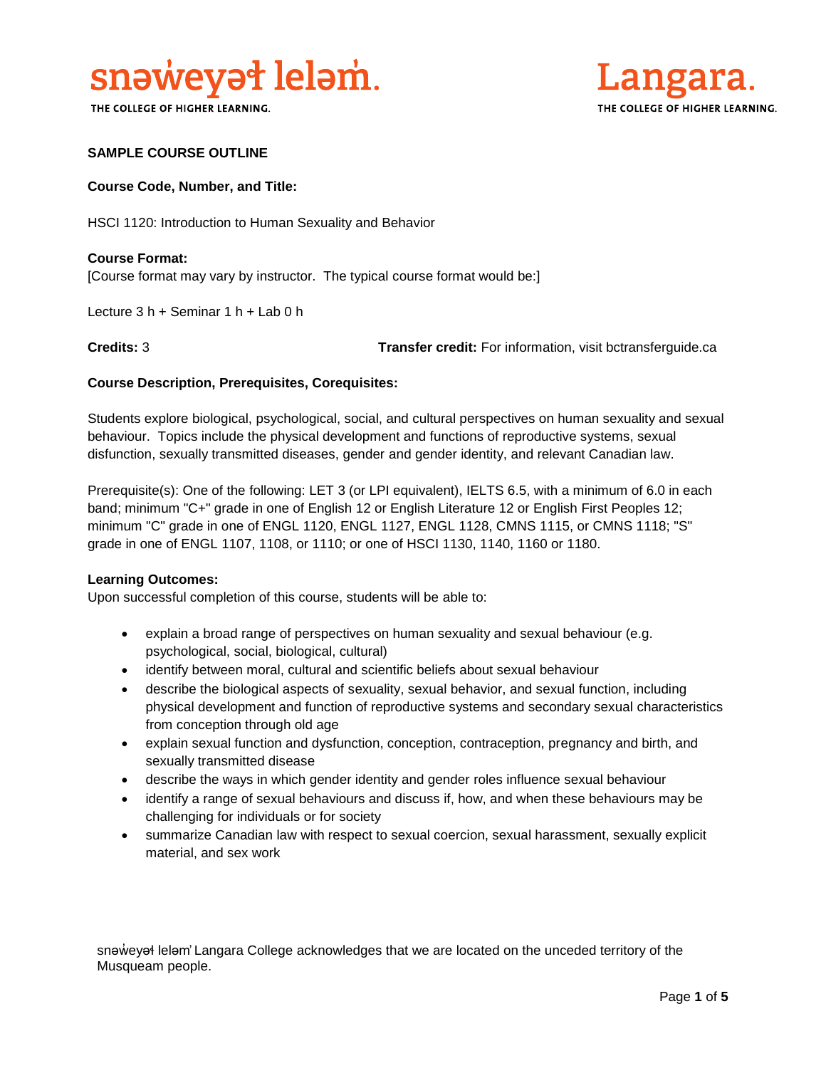snəw̓eyəɬ leləm̓.

THE COLLEGE OF HIGHER LEARNING.

Langara.

THE COLLEGE OF HIGHER LEARNING.

**SAMPLE COURSE OUTLINE**

**Course Code, Number, and Title:**

HSCI 1120: Introduction to Human Sexuality and Behavior

**Course Format:**
[Course format may vary by instructor. The typical course format would be:]

Lecture 3 h + Seminar 1 h + Lab 0 h

**Credits:** 3 **Transfer credit:** For information, visit bctransferguide.ca

**Course Description, Prerequisites, Corequisites:**

Students explore biological, psychological, social, and cultural perspectives on human sexuality and sexual behaviour. Topics include the physical development and functions of reproductive systems, sexual disfunction, sexually transmitted diseases, gender and gender identity, and relevant Canadian law.

Prerequisite(s): One of the following: LET 3 (or LPI equivalent), IELTS 6.5, with a minimum of 6.0 in each band; minimum "C+" grade in one of English 12 or English Literature 12 or English First Peoples 12; minimum "C" grade in one of ENGL 1120, ENGL 1127, ENGL 1128, CMNS 1115, or CMNS 1118; "S" grade in one of ENGL 1107, 1108, or 1110; or one of HSCI 1130, 1140, 1160 or 1180.

**Learning Outcomes:**
Upon successful completion of this course, students will be able to:

- explain a broad range of perspectives on human sexuality and sexual behaviour (e.g. psychological, social, biological, cultural)
- identify between moral, cultural and scientific beliefs about sexual behaviour
- describe the biological aspects of sexuality, sexual behavior, and sexual function, including physical development and function of reproductive systems and secondary sexual characteristics from conception through old age
- explain sexual function and dysfunction, conception, contraception, pregnancy and birth, and sexually transmitted disease
- describe the ways in which gender identity and gender roles influence sexual behaviour
- identify a range of sexual behaviours and discuss if, how, and when these behaviours may be challenging for individuals or for society
- summarize Canadian law with respect to sexual coercion, sexual harassment, sexually explicit material, and sex work

snəw̓eyəɬ leləm̓ Langara College acknowledges that we are located on the unceded territory of the Musqueam people.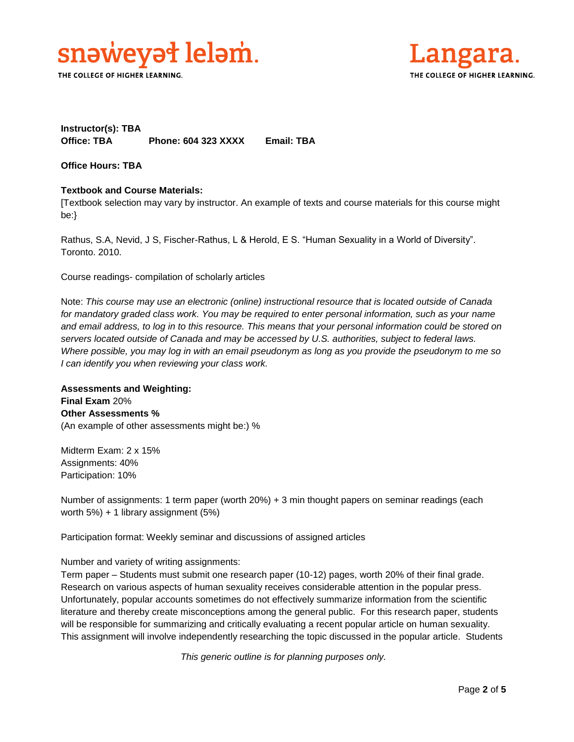**Instructor(s): TBA**
**Office: TBA  Phone: 604 323 XXXX  Email: TBA**

**Office Hours: TBA**

**Textbook and Course Materials:**
[Textbook selection may vary by instructor. An example of texts and course materials for this course might be:}

Rathus, S.A, Nevid, J S, Fischer-Rathus, L & Herold, E S. "Human Sexuality in a World of Diversity". Toronto. 2010.

Course readings- compilation of scholarly articles

Note: *This course may use an electronic (online) instructional resource that is located outside of Canada for mandatory graded class work. You may be required to enter personal information, such as your name and email address, to log in to this resource. This means that your personal information could be stored on servers located outside of Canada and may be accessed by U.S. authorities, subject to federal laws. Where possible, you may log in with an email pseudonym as long as you provide the pseudonym to me so I can identify you when reviewing your class work.*

**Assessments and Weighting:**
**Final Exam** 20%
**Other Assessments %**
(An example of other assessments might be:) %

Midterm Exam: 2 x 15%
Assignments: 40%
Participation: 10%

Number of assignments: 1 term paper (worth 20%) + 3 min thought papers on seminar readings (each worth 5%) + 1 library assignment (5%)

Participation format: Weekly seminar and discussions of assigned articles

Number and variety of writing assignments:
Term paper – Students must submit one research paper (10-12) pages, worth 20% of their final grade. Research on various aspects of human sexuality receives considerable attention in the popular press. Unfortunately, popular accounts sometimes do not effectively summarize information from the scientific literature and thereby create misconceptions among the general public. For this research paper, students will be responsible for summarizing and critically evaluating a recent popular article on human sexuality. This assignment will involve independently researching the topic discussed in the popular article. Students

*This generic outline is for planning purposes only.*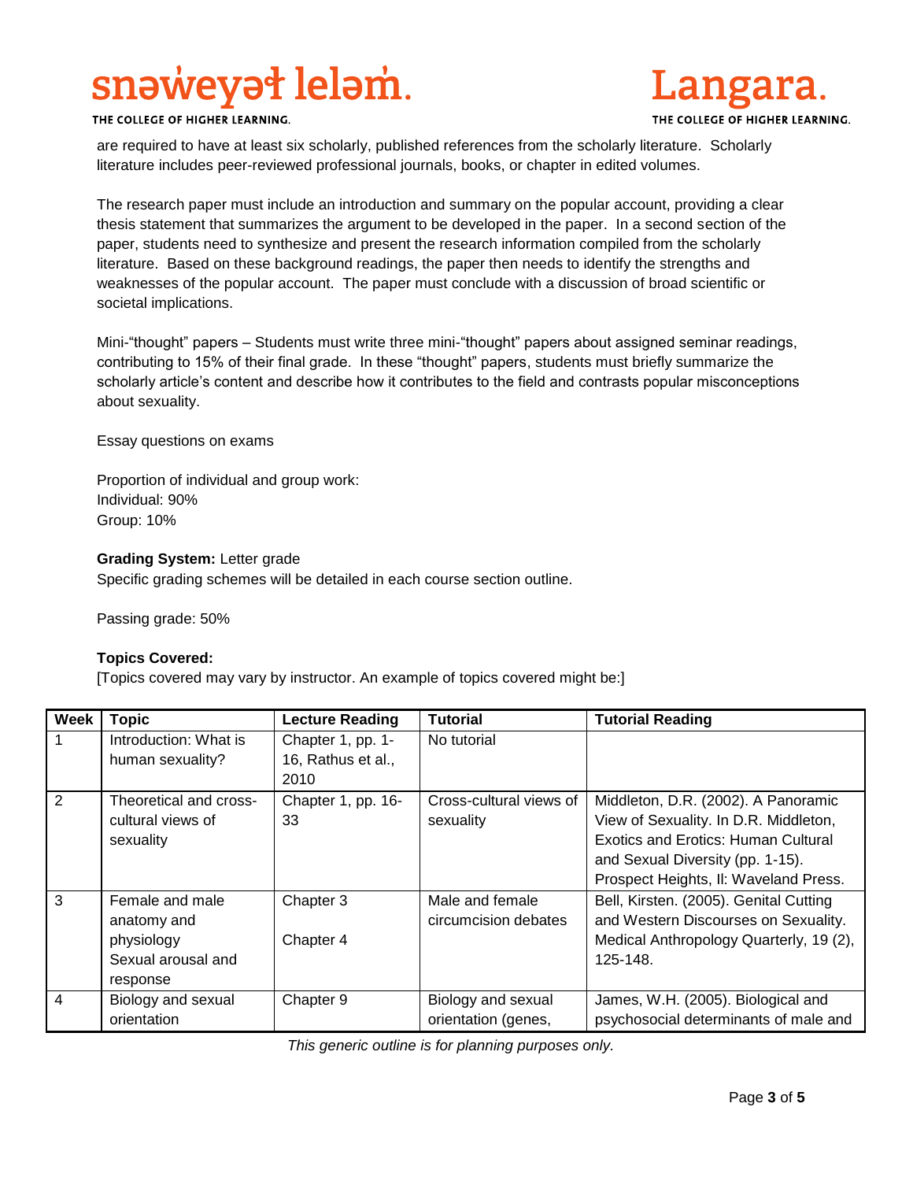are required to have at least six scholarly, published references from the scholarly literature. Scholarly literature includes peer-reviewed professional journals, books, or chapter in edited volumes.

The research paper must include an introduction and summary on the popular account, providing a clear thesis statement that summarizes the argument to be developed in the paper. In a second section of the paper, students need to synthesize and present the research information compiled from the scholarly literature. Based on these background readings, the paper then needs to identify the strengths and weaknesses of the popular account. The paper must conclude with a discussion of broad scientific or societal implications.

Mini-"thought" papers – Students must write three mini-"thought" papers about assigned seminar readings, contributing to 15% of their final grade. In these "thought" papers, students must briefly summarize the scholarly article's content and describe how it contributes to the field and contrasts popular misconceptions about sexuality.

Essay questions on exams

Proportion of individual and group work:
Individual: 90%
Group: 10%

**Grading System:** Letter grade
Specific grading schemes will be detailed in each course section outline.

Passing grade: 50%

**Topics Covered:**
[Topics covered may vary by instructor. An example of topics covered might be:]

| Week | Topic | Lecture Reading | Tutorial | Tutorial Reading |
|---|---|---|---|---|
| 1 | Introduction: What is human sexuality? | Chapter 1, pp. 1-16, Rathus et al., 2010 | No tutorial | |
| 2 | Theoretical and cross-cultural views of sexuality | Chapter 1, pp. 16-33 | Cross-cultural views of sexuality | Middleton, D.R. (2002). A Panoramic View of Sexuality. In D.R. Middleton, Exotics and Erotics: Human Cultural and Sexual Diversity (pp. 1-15). Prospect Heights, Il: Waveland Press. |
| 3 | Female and male anatomy and physiology<br>Sexual arousal and response | Chapter 3<br><br>Chapter 4 | Male and female circumcision debates | Bell, Kirsten. (2005). Genital Cutting and Western Discourses on Sexuality. Medical Anthropology Quarterly, 19 (2), 125-148. |
| 4 | Biology and sexual orientation | Chapter 9 | Biology and sexual orientation (genes, | James, W.H. (2005). Biological and psychosocial determinants of male and |

*This generic outline is for planning purposes only.*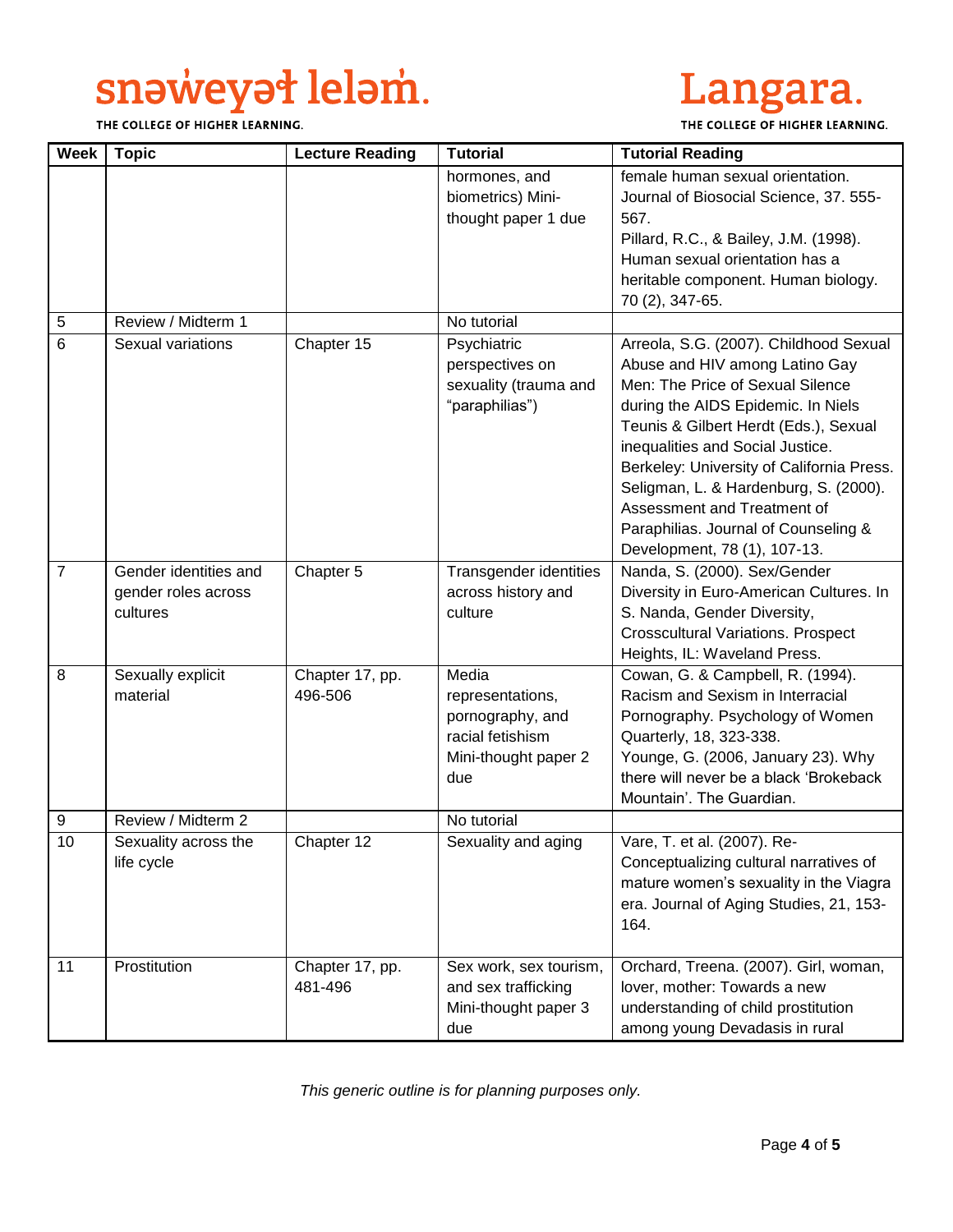| Week | Topic | Lecture Reading | Tutorial | Tutorial Reading |
|---|---|---|---|---|
| | | | hormones, and biometrics) Mini-thought paper 1 due | female human sexual orientation. Journal of Biosocial Science, 37. 555-567. Pillard, R.C., & Bailey, J.M. (1998). Human sexual orientation has a heritable component. Human biology. 70 (2), 347-65. |
| 5 | Review / Midterm 1 | | No tutorial | |
| 6 | Sexual variations | Chapter 15 | Psychiatric perspectives on sexuality (trauma and "paraphilias") | Arreola, S.G. (2007). Childhood Sexual Abuse and HIV among Latino Gay Men: The Price of Sexual Silence during the AIDS Epidemic. In Niels Teunis & Gilbert Herdt (Eds.), Sexual inequalities and Social Justice. Berkeley: University of California Press. Seligman, L. & Hardenburg, S. (2000). Assessment and Treatment of Paraphilias. Journal of Counseling & Development, 78 (1), 107-13. |
| 7 | Gender identities and gender roles across cultures | Chapter 5 | Transgender identities across history and culture | Nanda, S. (2000). Sex/Gender Diversity in Euro-American Cultures. In S. Nanda, Gender Diversity, Crosscultural Variations. Prospect Heights, IL: Waveland Press. |
| 8 | Sexually explicit material | Chapter 17, pp. 496-506 | Media representations, pornography, and racial fetishism Mini-thought paper 2 due | Cowan, G. & Campbell, R. (1994). Racism and Sexism in Interracial Pornography. Psychology of Women Quarterly, 18, 323-338. Younge, G. (2006, January 23). Why there will never be a black 'Brokeback Mountain'. The Guardian. |
| 9 | Review / Midterm 2 | | No tutorial | |
| 10 | Sexuality across the life cycle | Chapter 12 | Sexuality and aging | Vare, T. et al. (2007). Re-Conceptualizing cultural narratives of mature women's sexuality in the Viagra era. Journal of Aging Studies, 21, 153-164. |
| 11 | Prostitution | Chapter 17, pp. 481-496 | Sex work, sex tourism, and sex trafficking Mini-thought paper 3 due | Orchard, Treena. (2007). Girl, woman, lover, mother: Towards a new understanding of child prostitution among young Devadasis in rural |

*This generic outline is for planning purposes only.*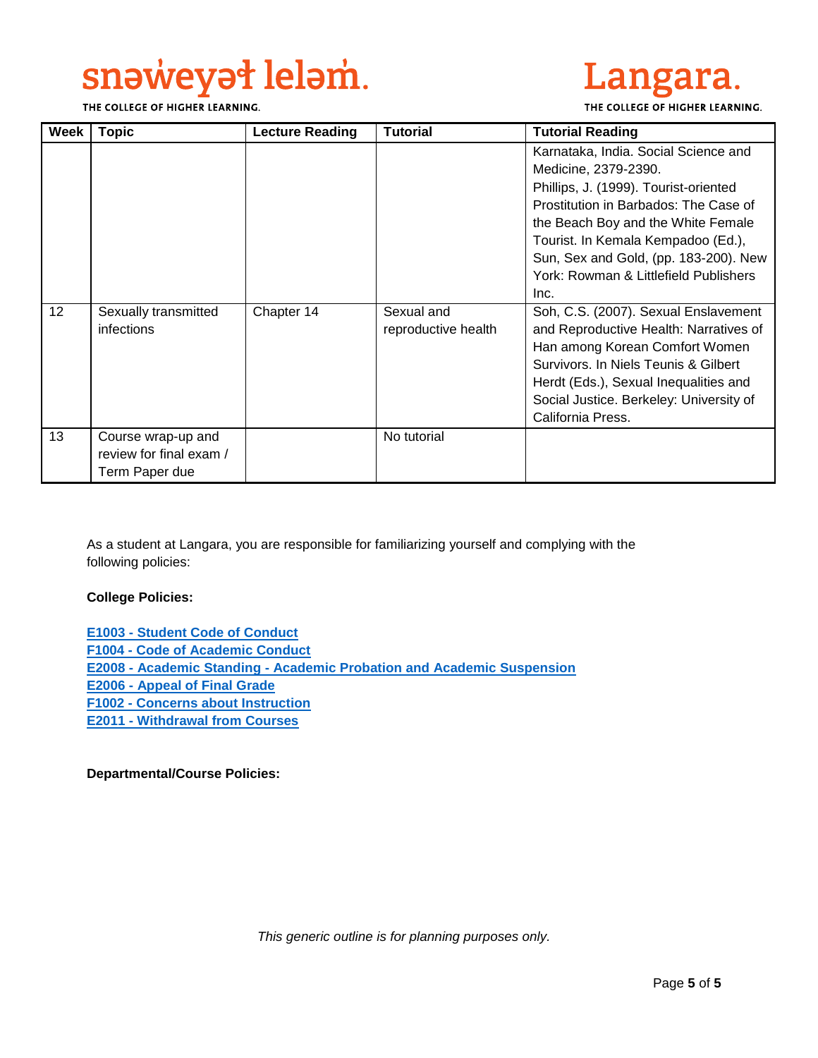| Week | Topic | Lecture Reading | Tutorial | Tutorial Reading |
|---|---|---|---|---|
| | | | | Karnataka, India. Social Science and Medicine, 2379-2390. Phillips, J. (1999). Tourist-oriented Prostitution in Barbados: The Case of the Beach Boy and the White Female Tourist. In Kemala Kempadoo (Ed.), Sun, Sex and Gold, (pp. 183-200). New York: Rowman & Littlefield Publishers Inc. |
| 12 | Sexually transmitted infections | Chapter 14 | Sexual and reproductive health | Soh, C.S. (2007). Sexual Enslavement and Reproductive Health: Narratives of Han among Korean Comfort Women Survivors. In Niels Teunis & Gilbert Herdt (Eds.), Sexual Inequalities and Social Justice. Berkeley: University of California Press. |
| 13 | Course wrap-up and review for final exam / Term Paper due | | No tutorial | |

As a student at Langara, you are responsible for familiarizing yourself and complying with the following policies:

**College Policies:**

**E1003 - Student Code of Conduct**
**F1004 - Code of Academic Conduct**
**E2008 - Academic Standing - Academic Probation and Academic Suspension**
**E2006 - Appeal of Final Grade**
**F1002 - Concerns about Instruction**
**E2011 - Withdrawal from Courses**

**Departmental/Course Policies:**

*This generic outline is for planning purposes only.*